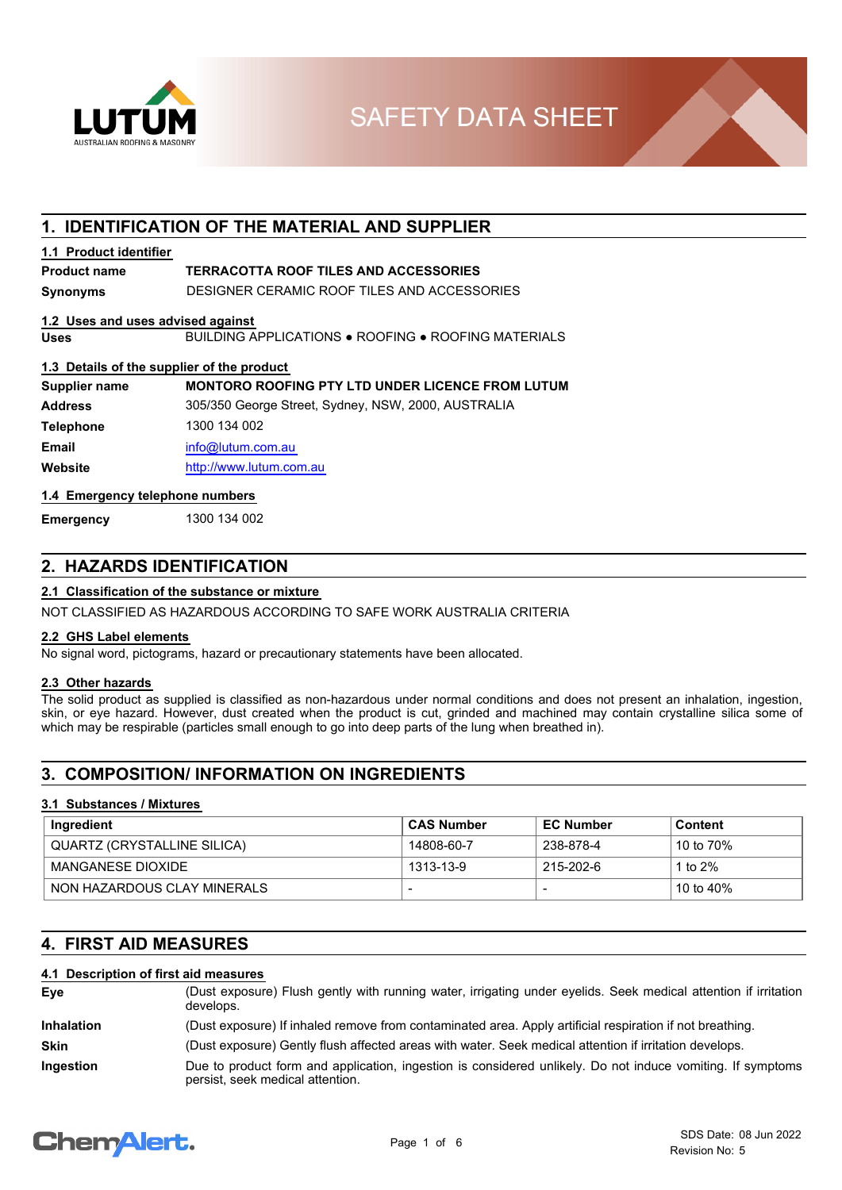# SAFETY DATA SHEET

## 1. IDENTIFICATION OF THE MATERIAL AND SUPPLIER

### 1.1 Product identifier

**Product name** **TERRACOTTA ROOF TILES AND ACCESSORIES**

**Synonyms** DESIGNER CERAMIC ROOF TILES AND ACCESSORIES

### 1.2 Uses and uses advised against

**Uses** BUILDING APPLICATIONS ● ROOFING ● ROOFING MATERIALS

### 1.3 Details of the supplier of the product

**Supplier name** **MONTORO ROOFING PTY LTD UNDER LICENCE FROM LUTUM**

**Address** 305/350 George Street, Sydney, NSW, 2000, AUSTRALIA

**Telephone** 1300 134 002

**Email** info@lutum.com.au

**Website** http://www.lutum.com.au

### 1.4 Emergency telephone numbers

**Emergency** 1300 134 002

## 2. HAZARDS IDENTIFICATION

### 2.1 Classification of the substance or mixture

NOT CLASSIFIED AS HAZARDOUS ACCORDING TO SAFE WORK AUSTRALIA CRITERIA

### 2.2 GHS Label elements

No signal word, pictograms, hazard or precautionary statements have been allocated.

### 2.3 Other hazards

The solid product as supplied is classified as non-hazardous under normal conditions and does not present an inhalation, ingestion, skin, or eye hazard. However, dust created when the product is cut, grinded and machined may contain crystalline silica some of which may be respirable (particles small enough to go into deep parts of the lung when breathed in).

## 3. COMPOSITION/ INFORMATION ON INGREDIENTS

### 3.1 Substances / Mixtures

| Ingredient | CAS Number | EC Number | Content |
|---|---|---|---|
| QUARTZ (CRYSTALLINE SILICA) | 14808-60-7 | 238-878-4 | 10 to 70% |
| MANGANESE DIOXIDE | 1313-13-9 | 215-202-6 | 1 to 2% |
| NON HAZARDOUS CLAY MINERALS | - | - | 10 to 40% |

## 4. FIRST AID MEASURES

### 4.1 Description of first aid measures

**Eye** (Dust exposure) Flush gently with running water, irrigating under eyelids. Seek medical attention if irritation develops.

**Inhalation** (Dust exposure) If inhaled remove from contaminated area. Apply artificial respiration if not breathing.

**Skin** (Dust exposure) Gently flush affected areas with water. Seek medical attention if irritation develops.

**Ingestion** Due to product form and application, ingestion is considered unlikely. Do not induce vomiting. If symptoms persist, seek medical attention.

SDS Date: 08 Jun 2022
Revision No: 5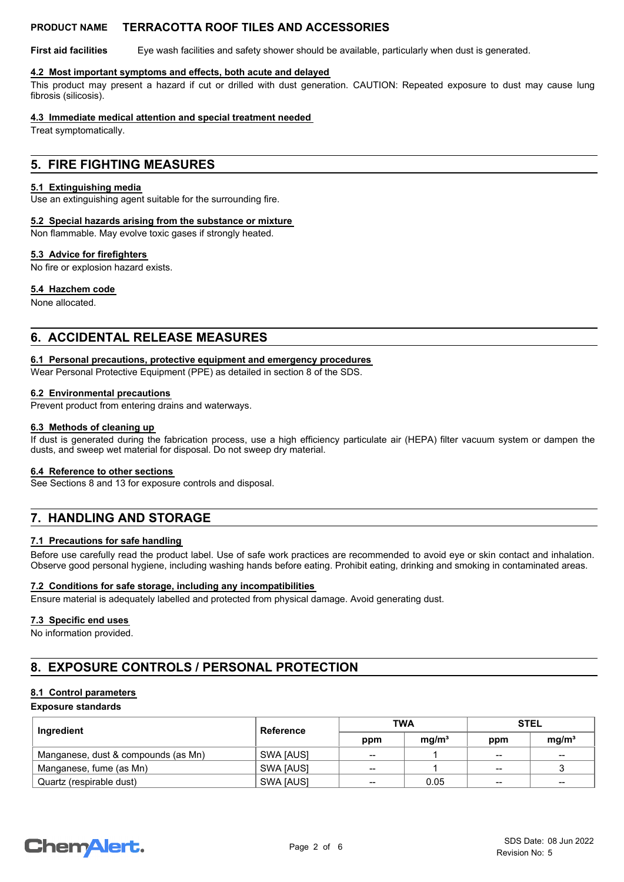**First aid facilities** Eye wash facilities and safety shower should be available, particularly when dust is generated.

### 4.2 Most important symptoms and effects, both acute and delayed

This product may present a hazard if cut or drilled with dust generation. CAUTION: Repeated exposure to dust may cause lung fibrosis (silicosis).

### 4.3 Immediate medical attention and special treatment needed

Treat symptomatically.

## 5. FIRE FIGHTING MEASURES

### 5.1 Extinguishing media

Use an extinguishing agent suitable for the surrounding fire.

### 5.2 Special hazards arising from the substance or mixture

Non flammable. May evolve toxic gases if strongly heated.

### 5.3 Advice for firefighters

No fire or explosion hazard exists.

### 5.4 Hazchem code

None allocated.

## 6. ACCIDENTAL RELEASE MEASURES

### 6.1 Personal precautions, protective equipment and emergency procedures

Wear Personal Protective Equipment (PPE) as detailed in section 8 of the SDS.

### 6.2 Environmental precautions

Prevent product from entering drains and waterways.

### 6.3 Methods of cleaning up

If dust is generated during the fabrication process, use a high efficiency particulate air (HEPA) filter vacuum system or dampen the dusts, and sweep wet material for disposal. Do not sweep dry material.

### 6.4 Reference to other sections

See Sections 8 and 13 for exposure controls and disposal.

## 7. HANDLING AND STORAGE

### 7.1 Precautions for safe handling

Before use carefully read the product label. Use of safe work practices are recommended to avoid eye or skin contact and inhalation. Observe good personal hygiene, including washing hands before eating. Prohibit eating, drinking and smoking in contaminated areas.

### 7.2 Conditions for safe storage, including any incompatibilities

Ensure material is adequately labelled and protected from physical damage. Avoid generating dust.

### 7.3 Specific end uses

No information provided.

## 8. EXPOSURE CONTROLS / PERSONAL PROTECTION

### 8.1 Control parameters

**Exposure standards**

| Ingredient | Reference | TWA | | STEL | |
|---|---|---|---|---|---|
| | | ppm | mg/m³ | ppm | mg/m³ |
| Manganese, dust & compounds (as Mn) | SWA [AUS] | -- | 1 | -- | -- |
| Manganese, fume (as Mn) | SWA [AUS] | -- | 1 | -- | 3 |
| Quartz (respirable dust) | SWA [AUS] | -- | 0.05 | -- | -- |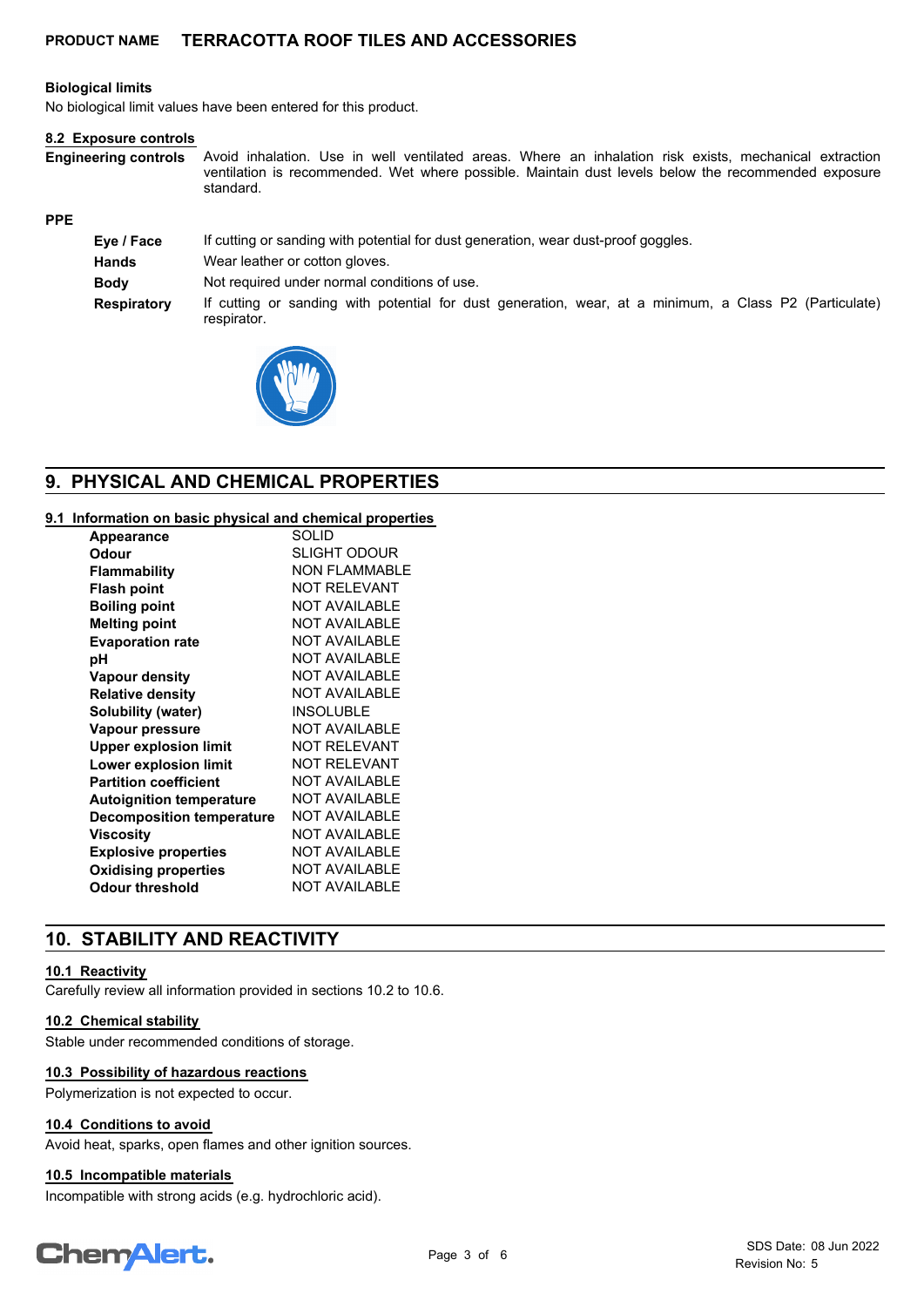### Biological limits

No biological limit values have been entered for this product.

### 8.2 Exposure controls

**Engineering controls** Avoid inhalation. Use in well ventilated areas. Where an inhalation risk exists, mechanical extraction ventilation is recommended. Wet where possible. Maintain dust levels below the recommended exposure standard.

**PPE**

| | |
|---|---|
| **Eye / Face** | If cutting or sanding with potential for dust generation, wear dust-proof goggles. |
| **Hands** | Wear leather or cotton gloves. |
| **Body** | Not required under normal conditions of use. |
| **Respiratory** | If cutting or sanding with potential for dust generation, wear, at a minimum, a Class P2 (Particulate) respirator. |

## 9. PHYSICAL AND CHEMICAL PROPERTIES

### 9.1 Information on basic physical and chemical properties

| | |
|---|---|
| **Appearance** | SOLID |
| **Odour** | SLIGHT ODOUR |
| **Flammability** | NON FLAMMABLE |
| **Flash point** | NOT RELEVANT |
| **Boiling point** | NOT AVAILABLE |
| **Melting point** | NOT AVAILABLE |
| **Evaporation rate** | NOT AVAILABLE |
| **pH** | NOT AVAILABLE |
| **Vapour density** | NOT AVAILABLE |
| **Relative density** | NOT AVAILABLE |
| **Solubility (water)** | INSOLUBLE |
| **Vapour pressure** | NOT AVAILABLE |
| **Upper explosion limit** | NOT RELEVANT |
| **Lower explosion limit** | NOT RELEVANT |
| **Partition coefficient** | NOT AVAILABLE |
| **Autoignition temperature** | NOT AVAILABLE |
| **Decomposition temperature** | NOT AVAILABLE |
| **Viscosity** | NOT AVAILABLE |
| **Explosive properties** | NOT AVAILABLE |
| **Oxidising properties** | NOT AVAILABLE |
| **Odour threshold** | NOT AVAILABLE |

## 10. STABILITY AND REACTIVITY

### 10.1 Reactivity

Carefully review all information provided in sections 10.2 to 10.6.

### 10.2 Chemical stability

Stable under recommended conditions of storage.

### 10.3 Possibility of hazardous reactions

Polymerization is not expected to occur.

### 10.4 Conditions to avoid

Avoid heat, sparks, open flames and other ignition sources.

### 10.5 Incompatible materials

Incompatible with strong acids (e.g. hydrochloric acid).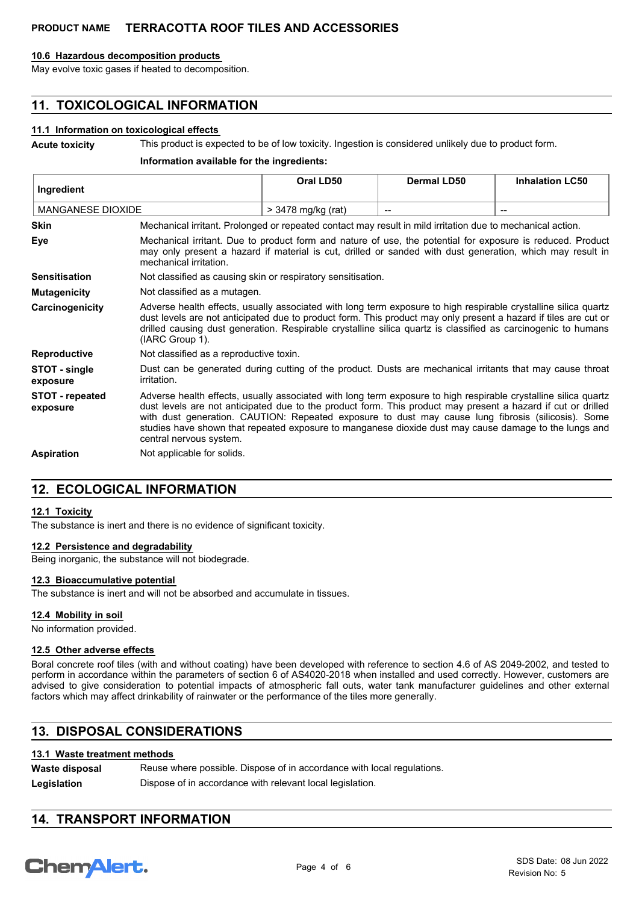#### 10.6 Hazardous decomposition products

May evolve toxic gases if heated to decomposition.

## 11. TOXICOLOGICAL INFORMATION

#### 11.1 Information on toxicological effects

**Acute toxicity** This product is expected to be of low toxicity. Ingestion is considered unlikely due to product form.

**Information available for the ingredients:**

| Ingredient | Oral LD50 | Dermal LD50 | Inhalation LC50 |
|---|---|---|---|
| MANGANESE DIOXIDE | > 3478 mg/kg (rat) | -- | -- |

**Skin** Mechanical irritant. Prolonged or repeated contact may result in mild irritation due to mechanical action.

**Eye** Mechanical irritant. Due to product form and nature of use, the potential for exposure is reduced. Product may only present a hazard if material is cut, drilled or sanded with dust generation, which may result in mechanical irritation.

**Sensitisation** Not classified as causing skin or respiratory sensitisation.

**Mutagenicity** Not classified as a mutagen.

**Carcinogenicity** Adverse health effects, usually associated with long term exposure to high respirable crystalline silica quartz dust levels are not anticipated due to product form. This product may only present a hazard if tiles are cut or drilled causing dust generation. Respirable crystalline silica quartz is classified as carcinogenic to humans (IARC Group 1).

**Reproductive** Not classified as a reproductive toxin.

**STOT - single exposure** Dust can be generated during cutting of the product. Dusts are mechanical irritants that may cause throat irritation.

**STOT - repeated exposure** Adverse health effects, usually associated with long term exposure to high respirable crystalline silica quartz dust levels are not anticipated due to the product form. This product may present a hazard if cut or drilled with dust generation. CAUTION: Repeated exposure to dust may cause lung fibrosis (silicosis). Some studies have shown that repeated exposure to manganese dioxide dust may cause damage to the lungs and central nervous system.

**Aspiration** Not applicable for solids.

## 12. ECOLOGICAL INFORMATION

#### 12.1 Toxicity

The substance is inert and there is no evidence of significant toxicity.

#### 12.2 Persistence and degradability

Being inorganic, the substance will not biodegrade.

#### 12.3 Bioaccumulative potential

The substance is inert and will not be absorbed and accumulate in tissues.

#### 12.4 Mobility in soil

No information provided.

#### 12.5 Other adverse effects

Boral concrete roof tiles (with and without coating) have been developed with reference to section 4.6 of AS 2049-2002, and tested to perform in accordance within the parameters of section 6 of AS4020-2018 when installed and used correctly. However, customers are advised to give consideration to potential impacts of atmospheric fall outs, water tank manufacturer guidelines and other external factors which may affect drinkability of rainwater or the performance of the tiles more generally.

## 13. DISPOSAL CONSIDERATIONS

#### 13.1 Waste treatment methods

**Waste disposal** Reuse where possible. Dispose of in accordance with local regulations.

**Legislation** Dispose of in accordance with relevant local legislation.

## 14. TRANSPORT INFORMATION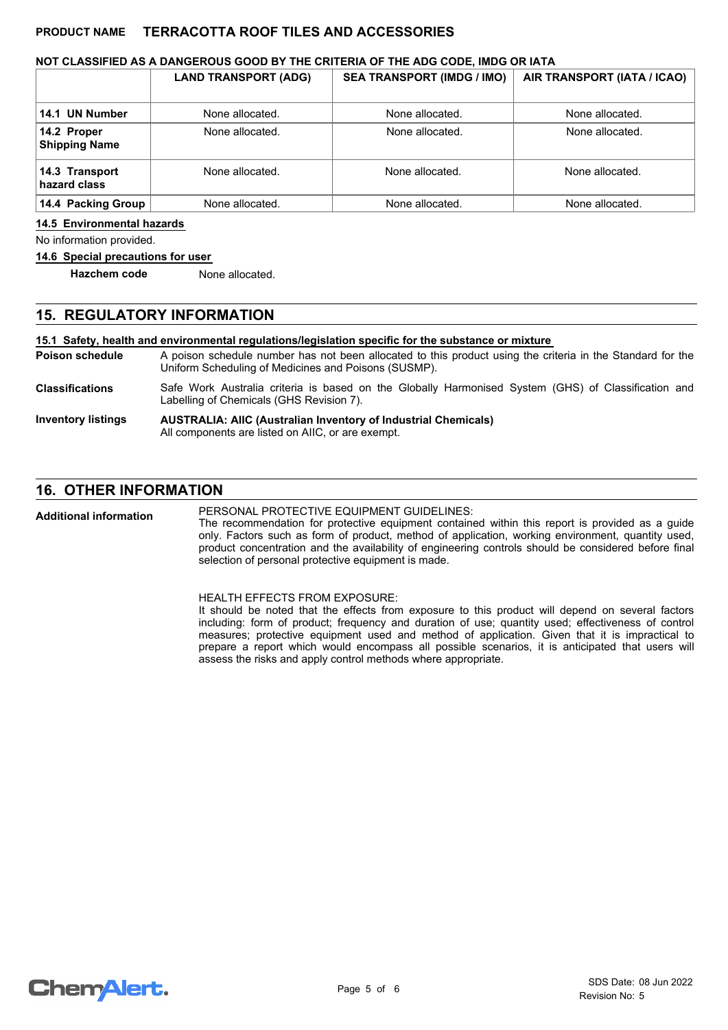**PRODUCT NAME TERRACOTTA ROOF TILES AND ACCESSORIES**

**NOT CLASSIFIED AS A DANGEROUS GOOD BY THE CRITERIA OF THE ADG CODE, IMDG OR IATA**

| | LAND TRANSPORT (ADG) | SEA TRANSPORT (IMDG / IMO) | AIR TRANSPORT (IATA / ICAO) |
|---|---|---|---|
| **14.1 UN Number** | None allocated. | None allocated. | None allocated. |
| **14.2 Proper Shipping Name** | None allocated. | None allocated. | None allocated. |
| **14.3 Transport hazard class** | None allocated. | None allocated. | None allocated. |
| **14.4 Packing Group** | None allocated. | None allocated. | None allocated. |

**14.5 Environmental hazards**

No information provided.

**14.6 Special precautions for user**

**Hazchem code** None allocated.

## 15. REGULATORY INFORMATION

**15.1 Safety, health and environmental regulations/legislation specific for the substance or mixture**

**Poison schedule** A poison schedule number has not been allocated to this product using the criteria in the Standard for the Uniform Scheduling of Medicines and Poisons (SUSMP).

**Classifications** Safe Work Australia criteria is based on the Globally Harmonised System (GHS) of Classification and Labelling of Chemicals (GHS Revision 7).

**Inventory listings** **AUSTRALIA: AIIC (Australian Inventory of Industrial Chemicals)**
All components are listed on AIIC, or are exempt.

## 16. OTHER INFORMATION

**Additional information**

PERSONAL PROTECTIVE EQUIPMENT GUIDELINES:
The recommendation for protective equipment contained within this report is provided as a guide only. Factors such as form of product, method of application, working environment, quantity used, product concentration and the availability of engineering controls should be considered before final selection of personal protective equipment is made.

HEALTH EFFECTS FROM EXPOSURE:
It should be noted that the effects from exposure to this product will depend on several factors including: form of product; frequency and duration of use; quantity used; effectiveness of control measures; protective equipment used and method of application. Given that it is impractical to prepare a report which would encompass all possible scenarios, it is anticipated that users will assess the risks and apply control methods where appropriate.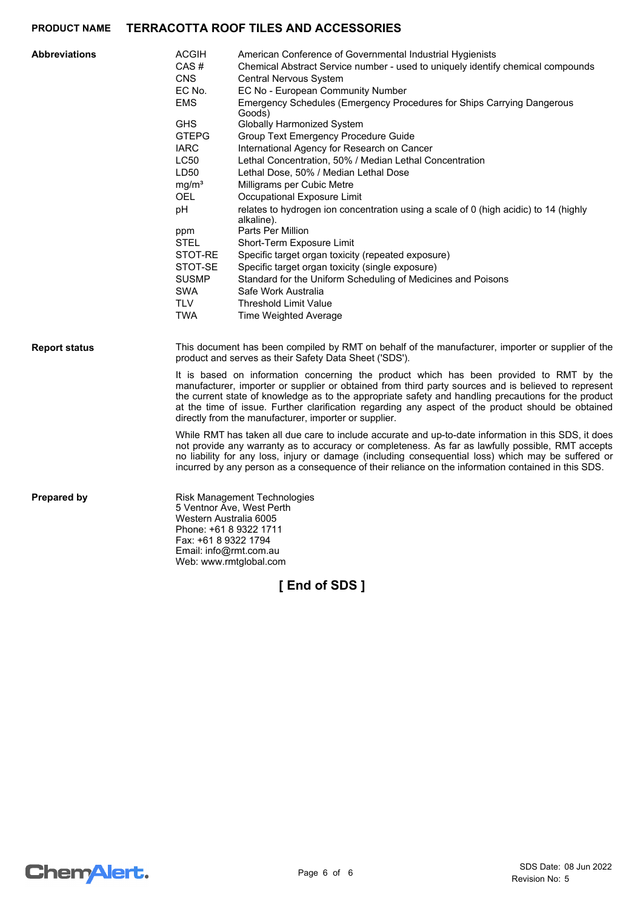**PRODUCT NAME** **TERRACOTTA ROOF TILES AND ACCESSORIES**

**Abbreviations**

| | |
|---|---|
| ACGIH | American Conference of Governmental Industrial Hygienists |
| CAS # | Chemical Abstract Service number - used to uniquely identify chemical compounds |
| CNS | Central Nervous System |
| EC No. | EC No - European Community Number |
| EMS | Emergency Schedules (Emergency Procedures for Ships Carrying Dangerous Goods) |
| GHS | Globally Harmonized System |
| GTEPG | Group Text Emergency Procedure Guide |
| IARC | International Agency for Research on Cancer |
| LC50 | Lethal Concentration, 50% / Median Lethal Concentration |
| LD50 | Lethal Dose, 50% / Median Lethal Dose |
| $mg/m^3$ | Milligrams per Cubic Metre |
| OEL | Occupational Exposure Limit |
| pH | relates to hydrogen ion concentration using a scale of 0 (high acidic) to 14 (highly alkaline). |
| ppm | Parts Per Million |
| STEL | Short-Term Exposure Limit |
| STOT-RE | Specific target organ toxicity (repeated exposure) |
| STOT-SE | Specific target organ toxicity (single exposure) |
| SUSMP | Standard for the Uniform Scheduling of Medicines and Poisons |
| SWA | Safe Work Australia |
| TLV | Threshold Limit Value |
| TWA | Time Weighted Average |

**Report status**

This document has been compiled by RMT on behalf of the manufacturer, importer or supplier of the product and serves as their Safety Data Sheet ('SDS').

It is based on information concerning the product which has been provided to RMT by the manufacturer, importer or supplier or obtained from third party sources and is believed to represent the current state of knowledge as to the appropriate safety and handling precautions for the product at the time of issue. Further clarification regarding any aspect of the product should be obtained directly from the manufacturer, importer or supplier.

While RMT has taken all due care to include accurate and up-to-date information in this SDS, it does not provide any warranty as to accuracy or completeness. As far as lawfully possible, RMT accepts no liability for any loss, injury or damage (including consequential loss) which may be suffered or incurred by any person as a consequence of their reliance on the information contained in this SDS.

**Prepared by**

Risk Management Technologies
5 Ventnor Ave, West Perth
Western Australia 6005
Phone: +61 8 9322 1711
Fax: +61 8 9322 1794
Email: info@rmt.com.au
Web: www.rmtglobal.com

**[ End of SDS ]**

SDS Date: 08 Jun 2022
Revision No: 5